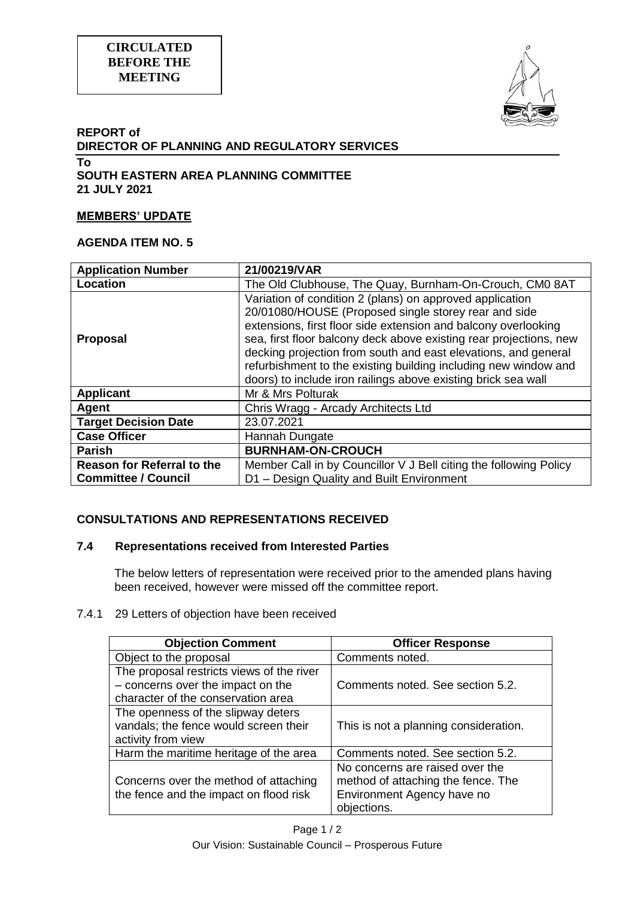**CIRCULATED BEFORE THE MEETING**

**REPORT of**
**DIRECTOR OF PLANNING AND REGULATORY SERVICES**

**To**
**SOUTH EASTERN AREA PLANNING COMMITTEE**
**21 JULY 2021**

**MEMBERS' UPDATE**

**AGENDA ITEM NO. 5**

| **Application Number** | **21/00219/VAR** |
|---|---|
| **Location** | The Old Clubhouse, The Quay, Burnham-On-Crouch, CM0 8AT |
| **Proposal** | Variation of condition 2 (plans) on approved application 20/01080/HOUSE (Proposed single storey rear and side extensions, first floor side extension and balcony overlooking sea, first floor balcony deck above existing rear projections, new decking projection from south and east elevations, and general refurbishment to the existing building including new window and doors) to include iron railings above existing brick sea wall |
| **Applicant** | Mr & Mrs Polturak |
| **Agent** | Chris Wragg - Arcady Architects Ltd |
| **Target Decision Date** | 23.07.2021 |
| **Case Officer** | Hannah Dungate |
| **Parish** | **BURNHAM-ON-CROUCH** |
| **Reason for Referral to the Committee / Council** | Member Call in by Councillor V J Bell citing the following Policy D1 – Design Quality and Built Environment |

## CONSULTATIONS AND REPRESENTATIONS RECEIVED

### 7.4 Representations received from Interested Parties

The below letters of representation were received prior to the amended plans having been received, however were missed off the committee report.

7.4.1 29 Letters of objection have been received

| **Objection Comment** | **Officer Response** |
|---|---|
| Object to the proposal | Comments noted. |
| The proposal restricts views of the river – concerns over the impact on the character of the conservation area | Comments noted. See section 5.2. |
| The openness of the slipway deters vandals; the fence would screen their activity from view | This is not a planning consideration. |
| Harm the maritime heritage of the area | Comments noted. See section 5.2. |
| Concerns over the method of attaching the fence and the impact on flood risk | No concerns are raised over the method of attaching the fence. The Environment Agency have no objections. |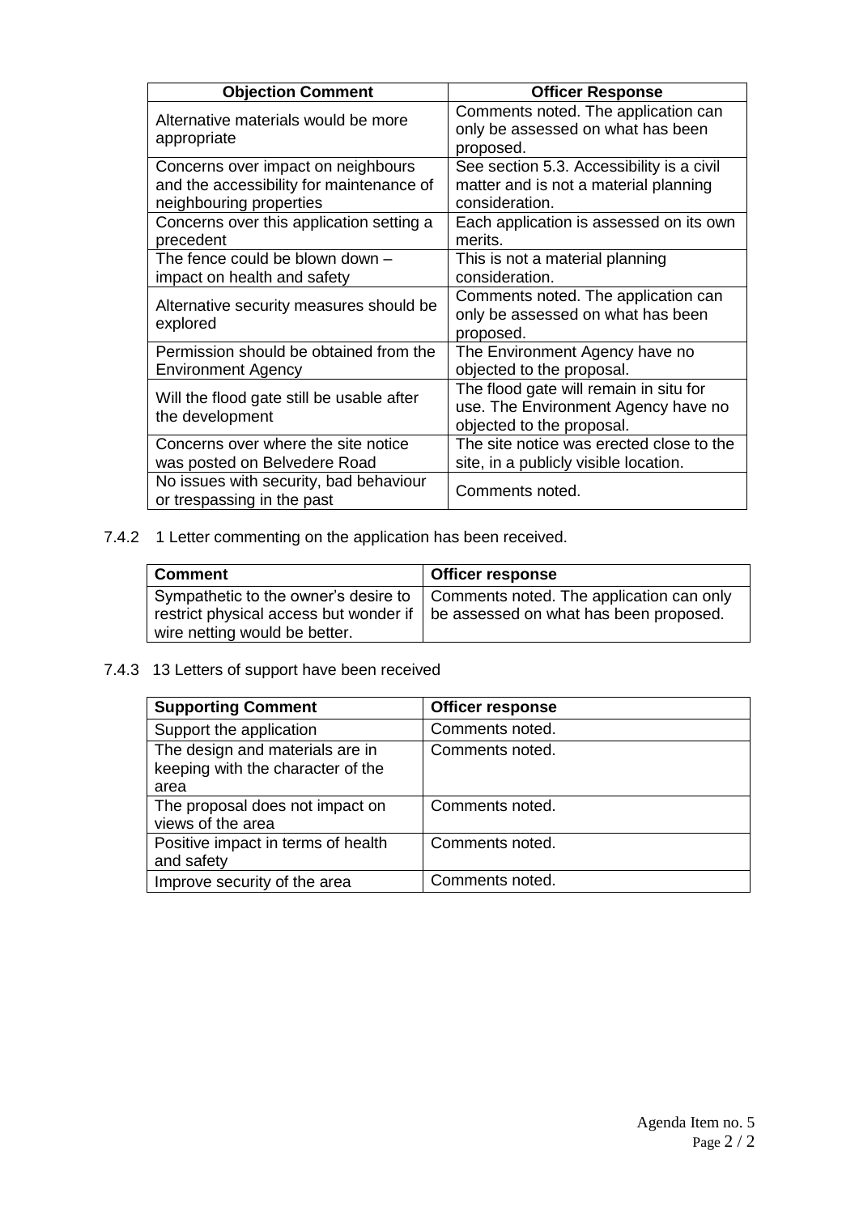| Objection Comment | Officer Response |
|---|---|
| Alternative materials would be more appropriate | Comments noted. The application can only be assessed on what has been proposed. |
| Concerns over impact on neighbours and the accessibility for maintenance of neighbouring properties | See section 5.3. Accessibility is a civil matter and is not a material planning consideration. |
| Concerns over this application setting a precedent | Each application is assessed on its own merits. |
| The fence could be blown down – impact on health and safety | This is not a material planning consideration. |
| Alternative security measures should be explored | Comments noted. The application can only be assessed on what has been proposed. |
| Permission should be obtained from the Environment Agency | The Environment Agency have no objected to the proposal. |
| Will the flood gate still be usable after the development | The flood gate will remain in situ for use. The Environment Agency have no objected to the proposal. |
| Concerns over where the site notice was posted on Belvedere Road | The site notice was erected close to the site, in a publicly visible location. |
| No issues with security, bad behaviour or trespassing in the past | Comments noted. |

7.4.2 1 Letter commenting on the application has been received.

| Comment | Officer response |
|---|---|
| Sympathetic to the owner's desire to restrict physical access but wonder if wire netting would be better. | Comments noted. The application can only be assessed on what has been proposed. |

7.4.3 13 Letters of support have been received

| Supporting Comment | Officer response |
|---|---|
| Support the application | Comments noted. |
| The design and materials are in keeping with the character of the area | Comments noted. |
| The proposal does not impact on views of the area | Comments noted. |
| Positive impact in terms of health and safety | Comments noted. |
| Improve security of the area | Comments noted. |

Agenda Item no. 5